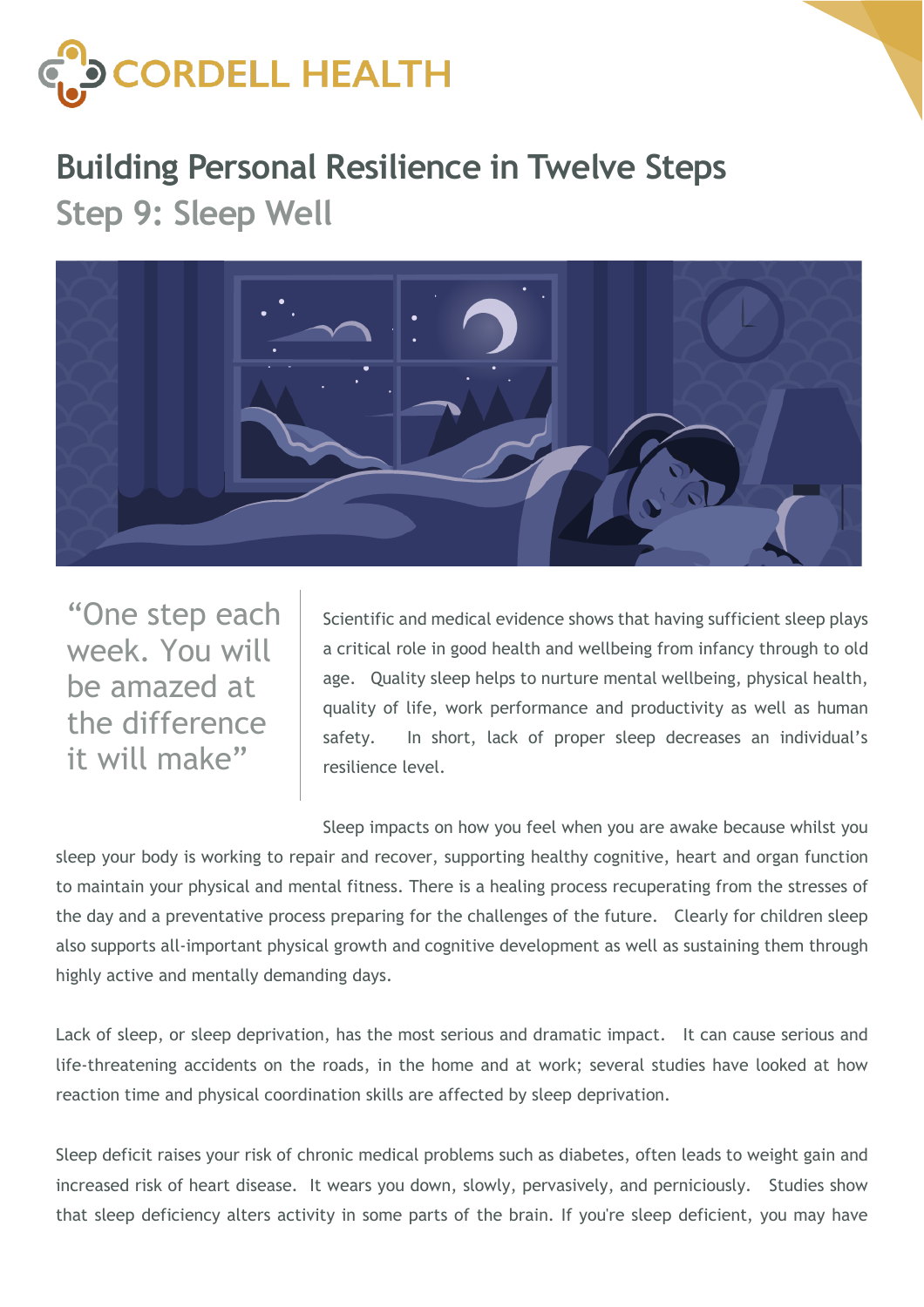CORDELL HEALTH

# Building Personal Resilience in Twelve Steps

## Step 9: Sleep Well

> "One step each week. You will be amazed at the difference it will make"

Scientific and medical evidence shows that having sufficient sleep plays a critical role in good health and wellbeing from infancy through to old age. Quality sleep helps to nurture mental wellbeing, physical health, quality of life, work performance and productivity as well as human safety. In short, lack of proper sleep decreases an individual's resilience level.

Sleep impacts on how you feel when you are awake because whilst you sleep your body is working to repair and recover, supporting healthy cognitive, heart and organ function to maintain your physical and mental fitness. There is a healing process recuperating from the stresses of the day and a preventative process preparing for the challenges of the future. Clearly for children sleep also supports all-important physical growth and cognitive development as well as sustaining them through highly active and mentally demanding days.

Lack of sleep, or sleep deprivation, has the most serious and dramatic impact. It can cause serious and life-threatening accidents on the roads, in the home and at work; several studies have looked at how reaction time and physical coordination skills are affected by sleep deprivation.

Sleep deficit raises your risk of chronic medical problems such as diabetes, often leads to weight gain and increased risk of heart disease. It wears you down, slowly, pervasively, and perniciously. Studies show that sleep deficiency alters activity in some parts of the brain. If you're sleep deficient, you may have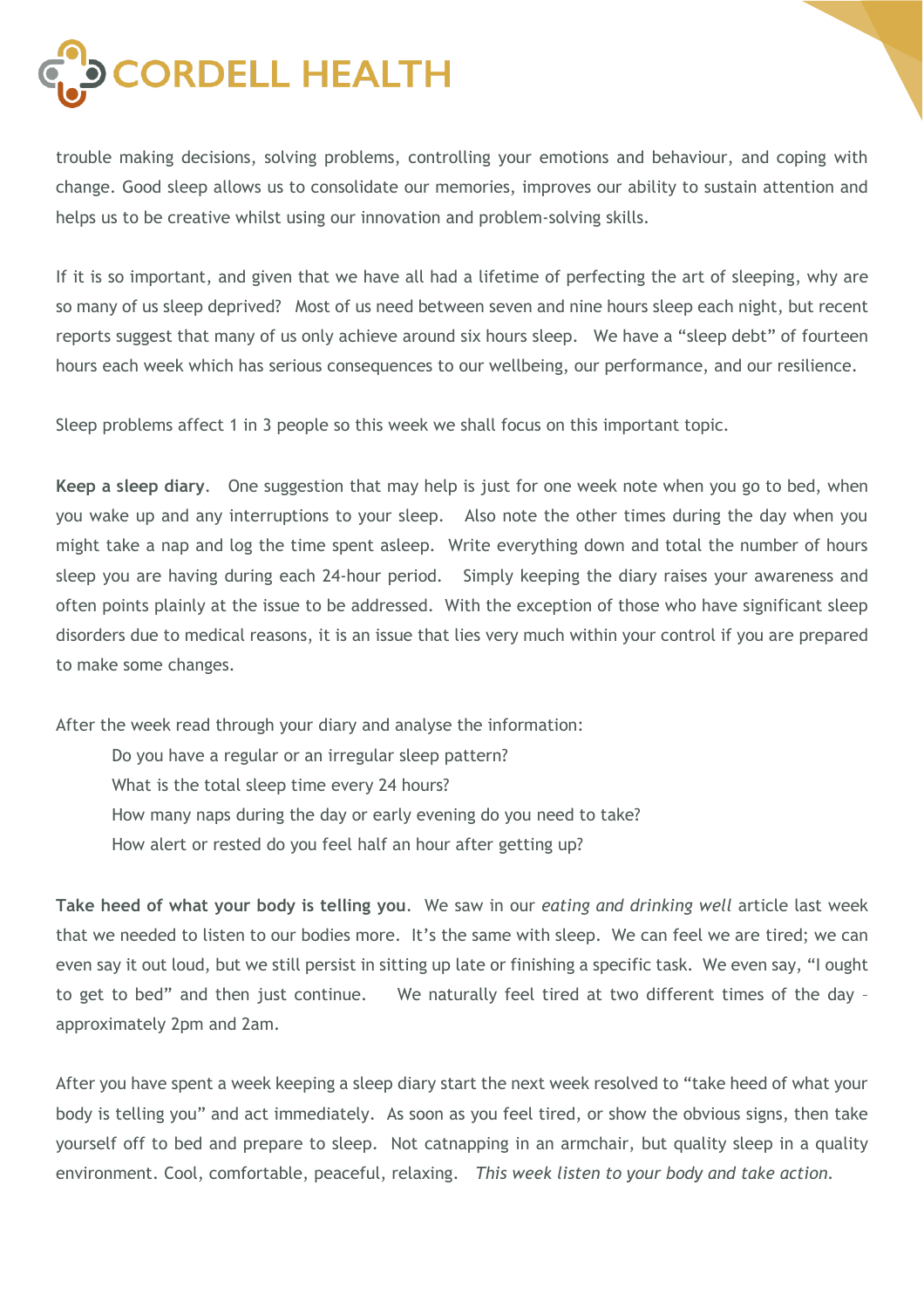trouble making decisions, solving problems, controlling your emotions and behaviour, and coping with change. Good sleep allows us to consolidate our memories, improves our ability to sustain attention and helps us to be creative whilst using our innovation and problem-solving skills.

If it is so important, and given that we have all had a lifetime of perfecting the art of sleeping, why are so many of us sleep deprived? Most of us need between seven and nine hours sleep each night, but recent reports suggest that many of us only achieve around six hours sleep. We have a "sleep debt" of fourteen hours each week which has serious consequences to our wellbeing, our performance, and our resilience.

Sleep problems affect 1 in 3 people so this week we shall focus on this important topic.

**Keep a sleep diary**. One suggestion that may help is just for one week note when you go to bed, when you wake up and any interruptions to your sleep. Also note the other times during the day when you might take a nap and log the time spent asleep. Write everything down and total the number of hours sleep you are having during each 24-hour period. Simply keeping the diary raises your awareness and often points plainly at the issue to be addressed. With the exception of those who have significant sleep disorders due to medical reasons, it is an issue that lies very much within your control if you are prepared to make some changes.

After the week read through your diary and analyse the information:

- Do you have a regular or an irregular sleep pattern?
- What is the total sleep time every 24 hours?
- How many naps during the day or early evening do you need to take?
- How alert or rested do you feel half an hour after getting up?

**Take heed of what your body is telling you**. We saw in our *eating and drinking well* article last week that we needed to listen to our bodies more. It's the same with sleep. We can feel we are tired; we can even say it out loud, but we still persist in sitting up late or finishing a specific task. We even say, "I ought to get to bed" and then just continue. We naturally feel tired at two different times of the day – approximately 2pm and 2am.

After you have spent a week keeping a sleep diary start the next week resolved to "take heed of what your body is telling you" and act immediately. As soon as you feel tired, or show the obvious signs, then take yourself off to bed and prepare to sleep. Not catnapping in an armchair, but quality sleep in a quality environment. Cool, comfortable, peaceful, relaxing. *This week listen to your body and take action.*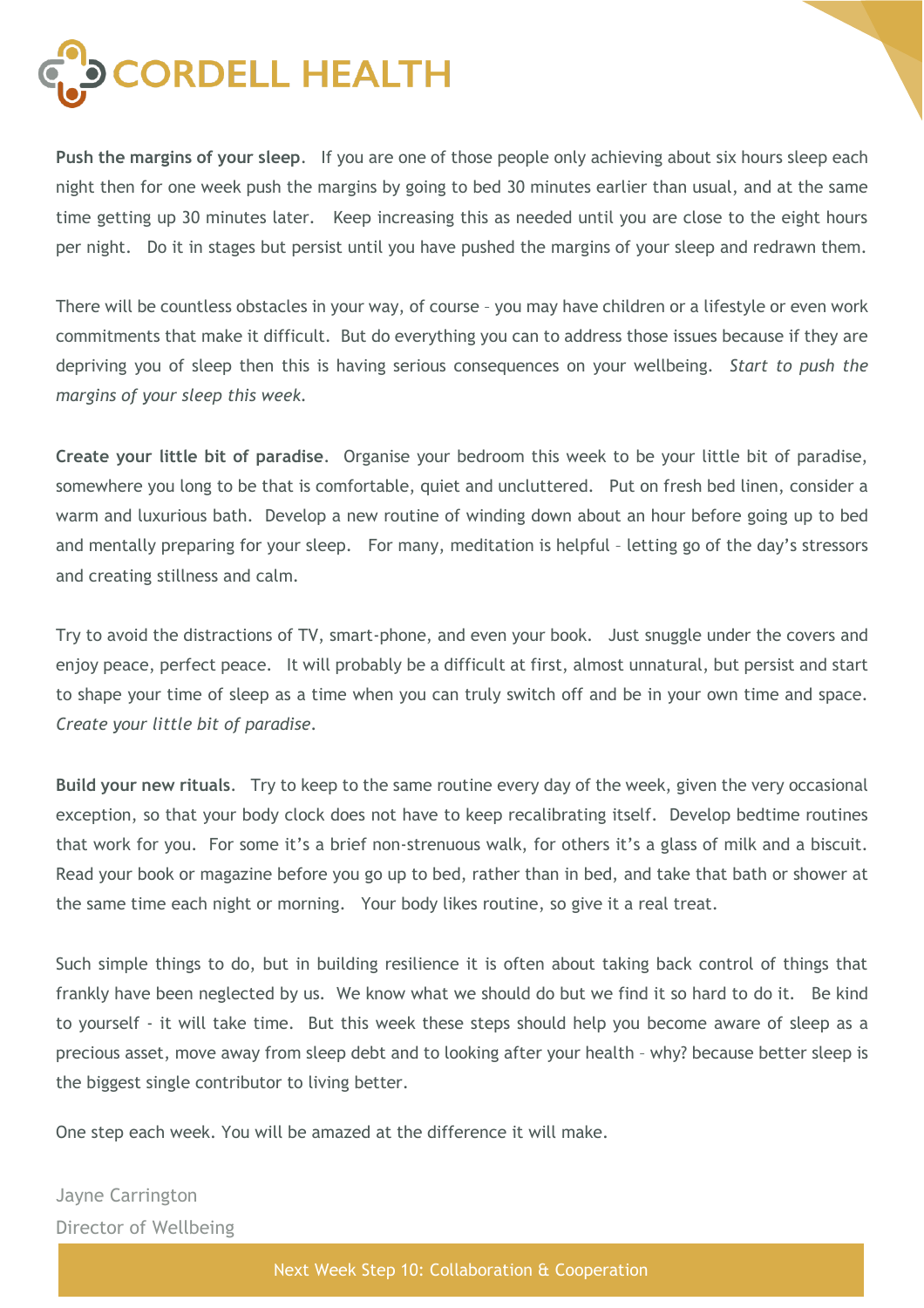**Push the margins of your sleep**. If you are one of those people only achieving about six hours sleep each night then for one week push the margins by going to bed 30 minutes earlier than usual, and at the same time getting up 30 minutes later. Keep increasing this as needed until you are close to the eight hours per night. Do it in stages but persist until you have pushed the margins of your sleep and redrawn them.

There will be countless obstacles in your way, of course – you may have children or a lifestyle or even work commitments that make it difficult. But do everything you can to address those issues because if they are depriving you of sleep then this is having serious consequences on your wellbeing. *Start to push the margins of your sleep this week.*

**Create your little bit of paradise**. Organise your bedroom this week to be your little bit of paradise, somewhere you long to be that is comfortable, quiet and uncluttered. Put on fresh bed linen, consider a warm and luxurious bath. Develop a new routine of winding down about an hour before going up to bed and mentally preparing for your sleep. For many, meditation is helpful – letting go of the day's stressors and creating stillness and calm.

Try to avoid the distractions of TV, smart-phone, and even your book. Just snuggle under the covers and enjoy peace, perfect peace. It will probably be a difficult at first, almost unnatural, but persist and start to shape your time of sleep as a time when you can truly switch off and be in your own time and space. *Create your little bit of paradise.*

**Build your new rituals**. Try to keep to the same routine every day of the week, given the very occasional exception, so that your body clock does not have to keep recalibrating itself. Develop bedtime routines that work for you. For some it's a brief non-strenuous walk, for others it's a glass of milk and a biscuit. Read your book or magazine before you go up to bed, rather than in bed, and take that bath or shower at the same time each night or morning. Your body likes routine, so give it a real treat.

Such simple things to do, but in building resilience it is often about taking back control of things that frankly have been neglected by us. We know what we should do but we find it so hard to do it. Be kind to yourself - it will take time. But this week these steps should help you become aware of sleep as a precious asset, move away from sleep debt and to looking after your health – why? because better sleep is the biggest single contributor to living better.

One step each week. You will be amazed at the difference it will make.

Jayne Carrington
Director of Wellbeing

Next Week Step 10: Collaboration & Cooperation